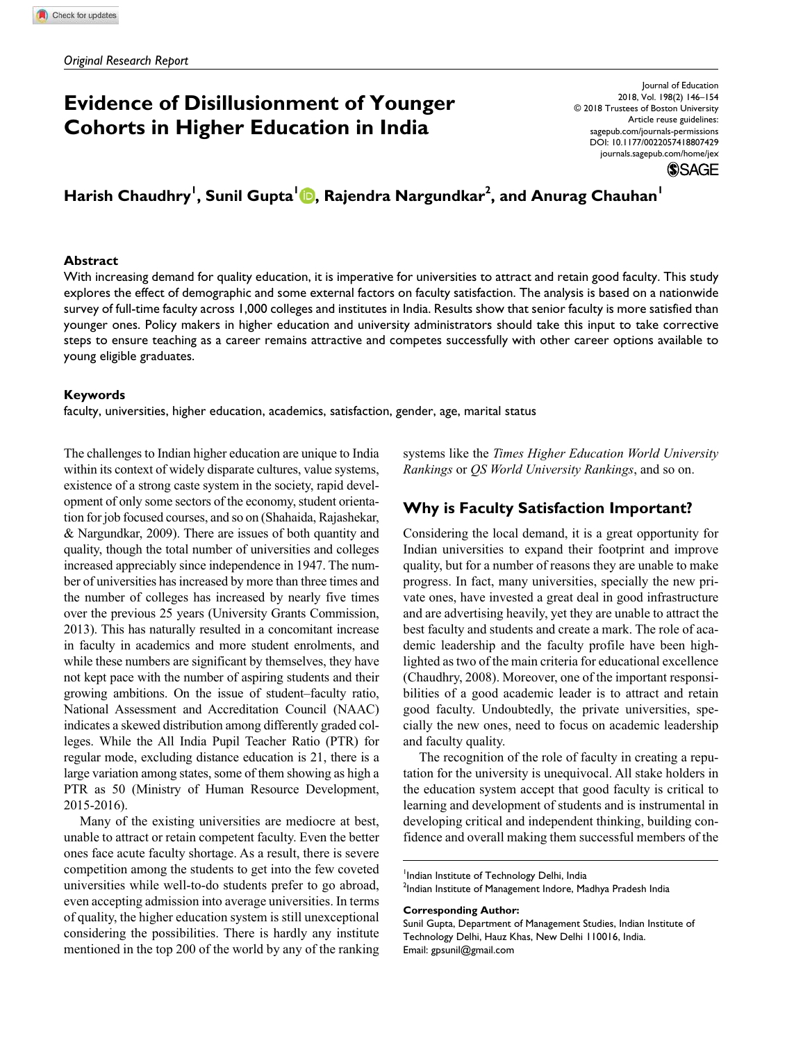Original Research Report

# Evidence of Disillusionment of Younger Cohorts in Higher Education in India

**Harish Chaudhry[1], Sunil Gupta[1], Rajendra Nargundkar[2], and Anurag Chauhan[1]**

## Abstract

With increasing demand for quality education, it is imperative for universities to attract and retain good faculty. This study explores the effect of demographic and some external factors on faculty satisfaction. The analysis is based on a nationwide survey of full-time faculty across 1,000 colleges and institutes in India. Results show that senior faculty is more satisfied than younger ones. Policy makers in higher education and university administrators should take this input to take corrective steps to ensure teaching as a career remains attractive and competes successfully with other career options available to young eligible graduates.

## Keywords

faculty, universities, higher education, academics, satisfaction, gender, age, marital status

The challenges to Indian higher education are unique to India within its context of widely disparate cultures, value systems, existence of a strong caste system in the society, rapid development of only some sectors of the economy, student orientation for job focused courses, and so on (Shahaida, Rajashekar, & Nargundkar, 2009). There are issues of both quantity and quality, though the total number of universities and colleges increased appreciably since independence in 1947. The number of universities has increased by more than three times and the number of colleges has increased by nearly five times over the previous 25 years (University Grants Commission, 2013). This has naturally resulted in a concomitant increase in faculty in academics and more student enrolments, and while these numbers are significant by themselves, they have not kept pace with the number of aspiring students and their growing ambitions. On the issue of student–faculty ratio, National Assessment and Accreditation Council (NAAC) indicates a skewed distribution among differently graded colleges. While the All India Pupil Teacher Ratio (PTR) for regular mode, excluding distance education is 21, there is a large variation among states, some of them showing as high a PTR as 50 (Ministry of Human Resource Development, 2015-2016).

Many of the existing universities are mediocre at best, unable to attract or retain competent faculty. Even the better ones face acute faculty shortage. As a result, there is severe competition among the students to get into the few coveted universities while well-to-do students prefer to go abroad, even accepting admission into average universities. In terms of quality, the higher education system is still unexceptional considering the possibilities. There is hardly any institute mentioned in the top 200 of the world by any of the ranking systems like the *Times Higher Education World University Rankings* or *QS World University Rankings*, and so on.

## Why is Faculty Satisfaction Important?

Considering the local demand, it is a great opportunity for Indian universities to expand their footprint and improve quality, but for a number of reasons they are unable to make progress. In fact, many universities, specially the new private ones, have invested a great deal in good infrastructure and are advertising heavily, yet they are unable to attract the best faculty and students and create a mark. The role of academic leadership and the faculty profile have been highlighted as two of the main criteria for educational excellence (Chaudhry, 2008). Moreover, one of the important responsibilities of a good academic leader is to attract and retain good faculty. Undoubtedly, the private universities, specially the new ones, need to focus on academic leadership and faculty quality.

The recognition of the role of faculty in creating a reputation for the university is unequivocal. All stake holders in the education system accept that good faculty is critical to learning and development of students and is instrumental in developing critical and independent thinking, building confidence and overall making them successful members of the

[1]Indian Institute of Technology Delhi, India
[2]Indian Institute of Management Indore, Madhya Pradesh India

**Corresponding Author:**
Sunil Gupta, Department of Management Studies, Indian Institute of Technology Delhi, Hauz Khas, New Delhi 110016, India.
Email: gpsunil@gmail.com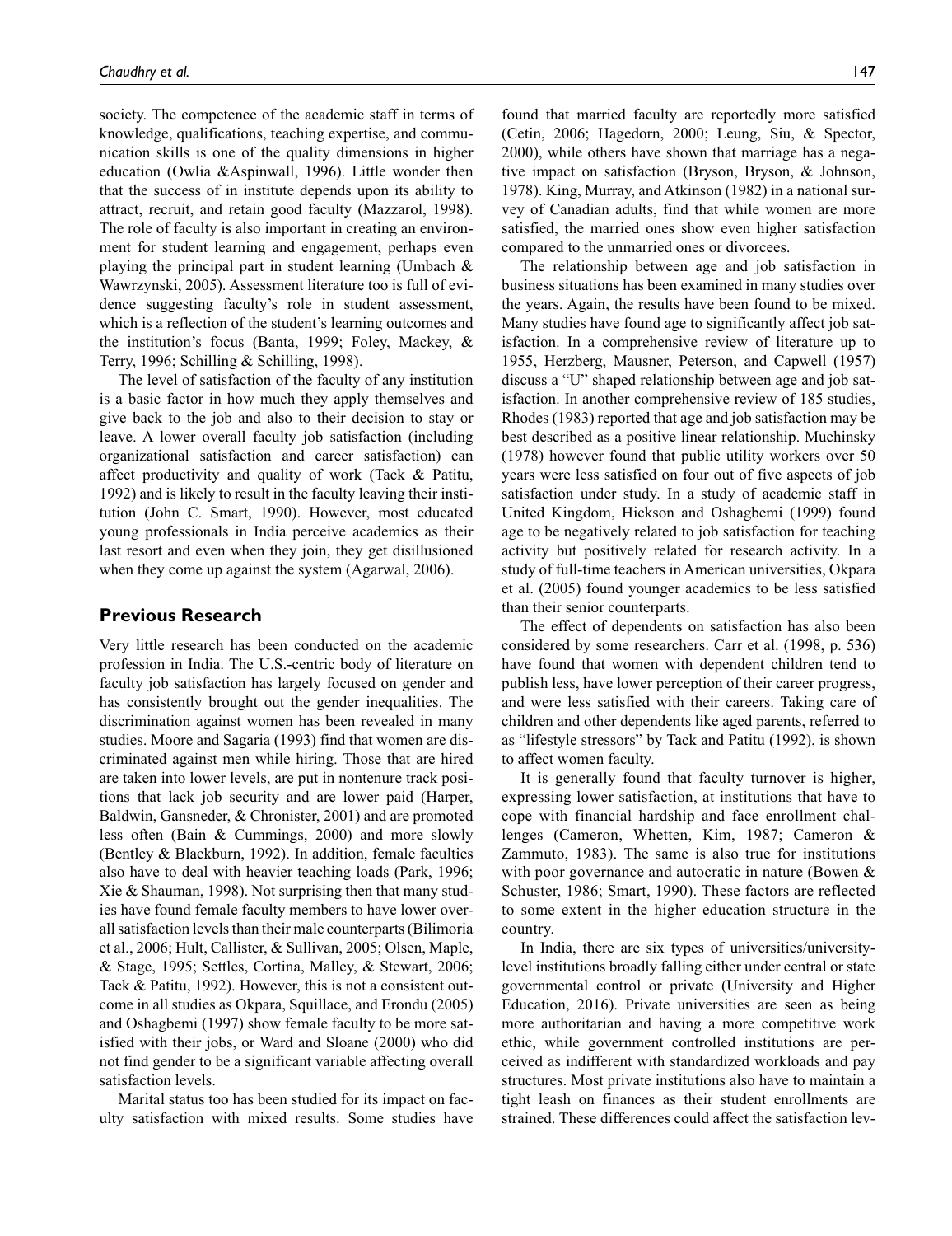society. The competence of the academic staff in terms of knowledge, qualifications, teaching expertise, and communication skills is one of the quality dimensions in higher education (Owlia &Aspinwall, 1996). Little wonder then that the success of in institute depends upon its ability to attract, recruit, and retain good faculty (Mazzarol, 1998). The role of faculty is also important in creating an environment for student learning and engagement, perhaps even playing the principal part in student learning (Umbach & Wawrzynski, 2005). Assessment literature too is full of evidence suggesting faculty's role in student assessment, which is a reflection of the student's learning outcomes and the institution's focus (Banta, 1999; Foley, Mackey, & Terry, 1996; Schilling & Schilling, 1998).

The level of satisfaction of the faculty of any institution is a basic factor in how much they apply themselves and give back to the job and also to their decision to stay or leave. A lower overall faculty job satisfaction (including organizational satisfaction and career satisfaction) can affect productivity and quality of work (Tack & Patitu, 1992) and is likely to result in the faculty leaving their institution (John C. Smart, 1990). However, most educated young professionals in India perceive academics as their last resort and even when they join, they get disillusioned when they come up against the system (Agarwal, 2006).

## Previous Research

Very little research has been conducted on the academic profession in India. The U.S.-centric body of literature on faculty job satisfaction has largely focused on gender and has consistently brought out the gender inequalities. The discrimination against women has been revealed in many studies. Moore and Sagaria (1993) find that women are discriminated against men while hiring. Those that are hired are taken into lower levels, are put in nontenure track positions that lack job security and are lower paid (Harper, Baldwin, Gansneder, & Chronister, 2001) and are promoted less often (Bain & Cummings, 2000) and more slowly (Bentley & Blackburn, 1992). In addition, female faculties also have to deal with heavier teaching loads (Park, 1996; Xie & Shauman, 1998). Not surprising then that many studies have found female faculty members to have lower overall satisfaction levels than their male counterparts (Bilimoria et al., 2006; Hult, Callister, & Sullivan, 2005; Olsen, Maple, & Stage, 1995; Settles, Cortina, Malley, & Stewart, 2006; Tack & Patitu, 1992). However, this is not a consistent outcome in all studies as Okpara, Squillace, and Erondu (2005) and Oshagbemi (1997) show female faculty to be more satisfied with their jobs, or Ward and Sloane (2000) who did not find gender to be a significant variable affecting overall satisfaction levels.

Marital status too has been studied for its impact on faculty satisfaction with mixed results. Some studies have found that married faculty are reportedly more satisfied (Cetin, 2006; Hagedorn, 2000; Leung, Siu, & Spector, 2000), while others have shown that marriage has a negative impact on satisfaction (Bryson, Bryson, & Johnson, 1978). King, Murray, and Atkinson (1982) in a national survey of Canadian adults, find that while women are more satisfied, the married ones show even higher satisfaction compared to the unmarried ones or divorcees.

The relationship between age and job satisfaction in business situations has been examined in many studies over the years. Again, the results have been found to be mixed. Many studies have found age to significantly affect job satisfaction. In a comprehensive review of literature up to 1955, Herzberg, Mausner, Peterson, and Capwell (1957) discuss a "U" shaped relationship between age and job satisfaction. In another comprehensive review of 185 studies, Rhodes (1983) reported that age and job satisfaction may be best described as a positive linear relationship. Muchinsky (1978) however found that public utility workers over 50 years were less satisfied on four out of five aspects of job satisfaction under study. In a study of academic staff in United Kingdom, Hickson and Oshagbemi (1999) found age to be negatively related to job satisfaction for teaching activity but positively related for research activity. In a study of full-time teachers in American universities, Okpara et al. (2005) found younger academics to be less satisfied than their senior counterparts.

The effect of dependents on satisfaction has also been considered by some researchers. Carr et al. (1998, p. 536) have found that women with dependent children tend to publish less, have lower perception of their career progress, and were less satisfied with their careers. Taking care of children and other dependents like aged parents, referred to as "lifestyle stressors" by Tack and Patitu (1992), is shown to affect women faculty.

It is generally found that faculty turnover is higher, expressing lower satisfaction, at institutions that have to cope with financial hardship and face enrollment challenges (Cameron, Whetten, Kim, 1987; Cameron & Zammuto, 1983). The same is also true for institutions with poor governance and autocratic in nature (Bowen & Schuster, 1986; Smart, 1990). These factors are reflected to some extent in the higher education structure in the country.

In India, there are six types of universities/university-level institutions broadly falling either under central or state governmental control or private (University and Higher Education, 2016). Private universities are seen as being more authoritarian and having a more competitive work ethic, while government controlled institutions are perceived as indifferent with standardized workloads and pay structures. Most private institutions also have to maintain a tight leash on finances as their student enrollments are strained. These differences could affect the satisfaction lev-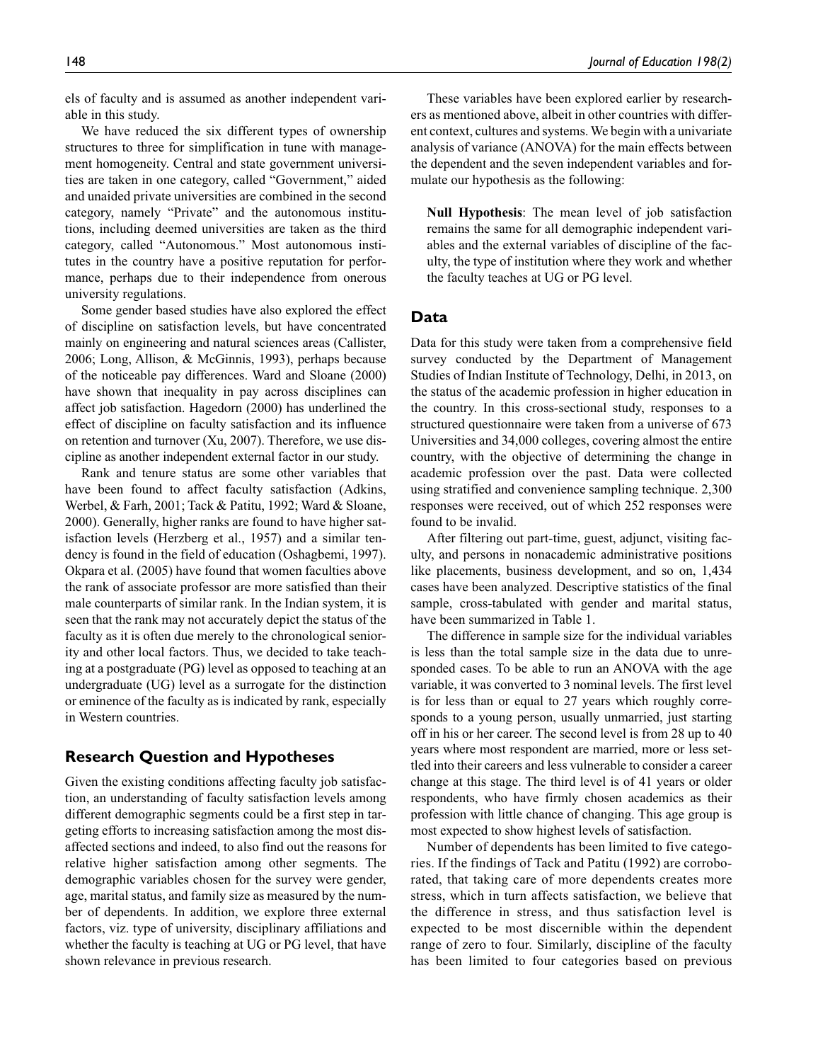els of faculty and is assumed as another independent variable in this study.

We have reduced the six different types of ownership structures to three for simplification in tune with management homogeneity. Central and state government universities are taken in one category, called "Government," aided and unaided private universities are combined in the second category, namely "Private" and the autonomous institutions, including deemed universities are taken as the third category, called "Autonomous." Most autonomous institutes in the country have a positive reputation for performance, perhaps due to their independence from onerous university regulations.

Some gender based studies have also explored the effect of discipline on satisfaction levels, but have concentrated mainly on engineering and natural sciences areas (Callister, 2006; Long, Allison, & McGinnis, 1993), perhaps because of the noticeable pay differences. Ward and Sloane (2000) have shown that inequality in pay across disciplines can affect job satisfaction. Hagedorn (2000) has underlined the effect of discipline on faculty satisfaction and its influence on retention and turnover (Xu, 2007). Therefore, we use discipline as another independent external factor in our study.

Rank and tenure status are some other variables that have been found to affect faculty satisfaction (Adkins, Werbel, & Farh, 2001; Tack & Patitu, 1992; Ward & Sloane, 2000). Generally, higher ranks are found to have higher satisfaction levels (Herzberg et al., 1957) and a similar tendency is found in the field of education (Oshagbemi, 1997). Okpara et al. (2005) have found that women faculties above the rank of associate professor are more satisfied than their male counterparts of similar rank. In the Indian system, it is seen that the rank may not accurately depict the status of the faculty as it is often due merely to the chronological seniority and other local factors. Thus, we decided to take teaching at a postgraduate (PG) level as opposed to teaching at an undergraduate (UG) level as a surrogate for the distinction or eminence of the faculty as is indicated by rank, especially in Western countries.

## Research Question and Hypotheses

Given the existing conditions affecting faculty job satisfaction, an understanding of faculty satisfaction levels among different demographic segments could be a first step in targeting efforts to increasing satisfaction among the most disaffected sections and indeed, to also find out the reasons for relative higher satisfaction among other segments. The demographic variables chosen for the survey were gender, age, marital status, and family size as measured by the number of dependents. In addition, we explore three external factors, viz. type of university, disciplinary affiliations and whether the faculty is teaching at UG or PG level, that have shown relevance in previous research.

These variables have been explored earlier by researchers as mentioned above, albeit in other countries with different context, cultures and systems. We begin with a univariate analysis of variance (ANOVA) for the main effects between the dependent and the seven independent variables and formulate our hypothesis as the following:

> **Null Hypothesis**: The mean level of job satisfaction remains the same for all demographic independent variables and the external variables of discipline of the faculty, the type of institution where they work and whether the faculty teaches at UG or PG level.

## Data

Data for this study were taken from a comprehensive field survey conducted by the Department of Management Studies of Indian Institute of Technology, Delhi, in 2013, on the status of the academic profession in higher education in the country. In this cross-sectional study, responses to a structured questionnaire were taken from a universe of 673 Universities and 34,000 colleges, covering almost the entire country, with the objective of determining the change in academic profession over the past. Data were collected using stratified and convenience sampling technique. 2,300 responses were received, out of which 252 responses were found to be invalid.

After filtering out part-time, guest, adjunct, visiting faculty, and persons in nonacademic administrative positions like placements, business development, and so on, 1,434 cases have been analyzed. Descriptive statistics of the final sample, cross-tabulated with gender and marital status, have been summarized in Table 1.

The difference in sample size for the individual variables is less than the total sample size in the data due to unresponded cases. To be able to run an ANOVA with the age variable, it was converted to 3 nominal levels. The first level is for less than or equal to 27 years which roughly corresponds to a young person, usually unmarried, just starting off in his or her career. The second level is from 28 up to 40 years where most respondent are married, more or less settled into their careers and less vulnerable to consider a career change at this stage. The third level is of 41 years or older respondents, who have firmly chosen academics as their profession with little chance of changing. This age group is most expected to show highest levels of satisfaction.

Number of dependents has been limited to five categories. If the findings of Tack and Patitu (1992) are corroborated, that taking care of more dependents creates more stress, which in turn affects satisfaction, we believe that the difference in stress, and thus satisfaction level is expected to be most discernible within the dependent range of zero to four. Similarly, discipline of the faculty has been limited to four categories based on previous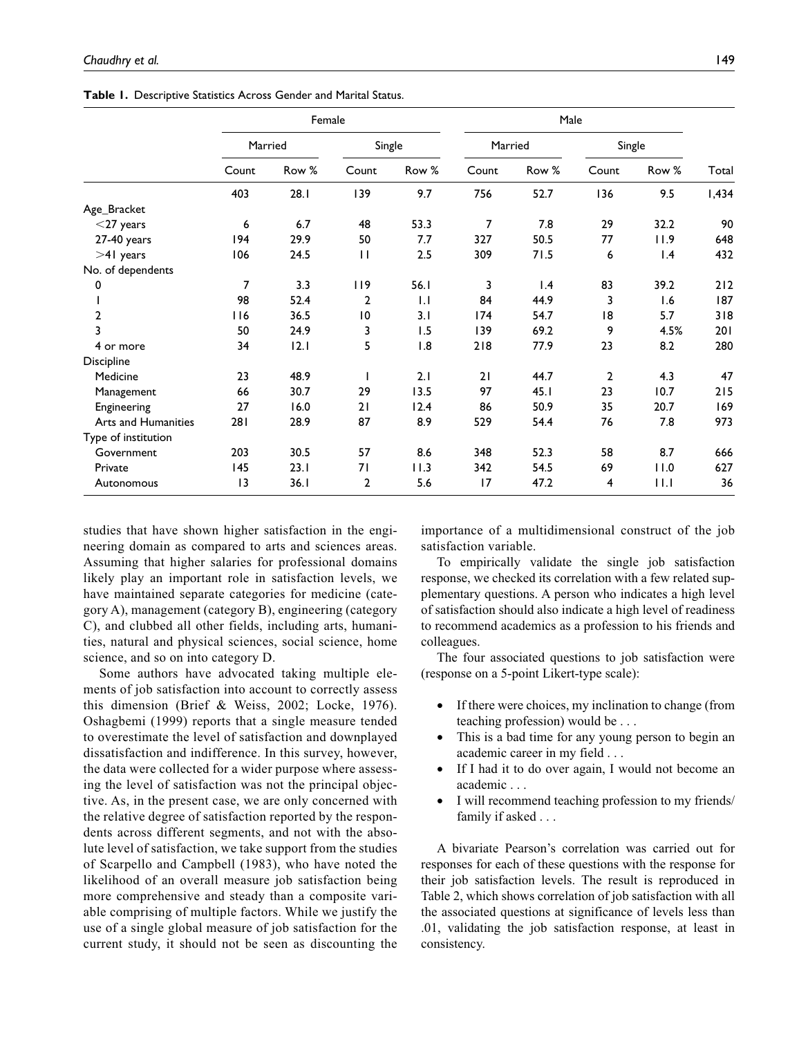**Table 1.** Descriptive Statistics Across Gender and Marital Status.

| | Female | | | | Male | | | | |
|---|---|---|---|---|---|---|---|---|---|
| | Married | | Single | | Married | | Single | | |
| | Count | Row % | Count | Row % | Count | Row % | Count | Row % | Total |
| | 403 | 28.1 | 139 | 9.7 | 756 | 52.7 | 136 | 9.5 | 1,434 |
| Age_Bracket | | | | | | | | | |
| <27 years | 6 | 6.7 | 48 | 53.3 | 7 | 7.8 | 29 | 32.2 | 90 |
| 27-40 years | 194 | 29.9 | 50 | 7.7 | 327 | 50.5 | 77 | 11.9 | 648 |
| >41 years | 106 | 24.5 | 11 | 2.5 | 309 | 71.5 | 6 | 1.4 | 432 |
| No. of dependents | | | | | | | | | |
| 0 | 7 | 3.3 | 119 | 56.1 | 3 | 1.4 | 83 | 39.2 | 212 |
| 1 | 98 | 52.4 | 2 | 1.1 | 84 | 44.9 | 3 | 1.6 | 187 |
| 2 | 116 | 36.5 | 10 | 3.1 | 174 | 54.7 | 18 | 5.7 | 318 |
| 3 | 50 | 24.9 | 3 | 1.5 | 139 | 69.2 | 9 | 4.5% | 201 |
| 4 or more | 34 | 12.1 | 5 | 1.8 | 218 | 77.9 | 23 | 8.2 | 280 |
| Discipline | | | | | | | | | |
| Medicine | 23 | 48.9 | 1 | 2.1 | 21 | 44.7 | 2 | 4.3 | 47 |
| Management | 66 | 30.7 | 29 | 13.5 | 97 | 45.1 | 23 | 10.7 | 215 |
| Engineering | 27 | 16.0 | 21 | 12.4 | 86 | 50.9 | 35 | 20.7 | 169 |
| Arts and Humanities | 281 | 28.9 | 87 | 8.9 | 529 | 54.4 | 76 | 7.8 | 973 |
| Type of institution | | | | | | | | | |
| Government | 203 | 30.5 | 57 | 8.6 | 348 | 52.3 | 58 | 8.7 | 666 |
| Private | 145 | 23.1 | 71 | 11.3 | 342 | 54.5 | 69 | 11.0 | 627 |
| Autonomous | 13 | 36.1 | 2 | 5.6 | 17 | 47.2 | 4 | 11.1 | 36 |

studies that have shown higher satisfaction in the engineering domain as compared to arts and sciences areas. Assuming that higher salaries for professional domains likely play an important role in satisfaction levels, we have maintained separate categories for medicine (category A), management (category B), engineering (category C), and clubbed all other fields, including arts, humanities, natural and physical sciences, social science, home science, and so on into category D.

Some authors have advocated taking multiple elements of job satisfaction into account to correctly assess this dimension (Brief & Weiss, 2002; Locke, 1976). Oshagbemi (1999) reports that a single measure tended to overestimate the level of satisfaction and downplayed dissatisfaction and indifference. In this survey, however, the data were collected for a wider purpose where assessing the level of satisfaction was not the principal objective. As, in the present case, we are only concerned with the relative degree of satisfaction reported by the respondents across different segments, and not with the absolute level of satisfaction, we take support from the studies of Scarpello and Campbell (1983), who have noted the likelihood of an overall measure job satisfaction being more comprehensive and steady than a composite variable comprising of multiple factors. While we justify the use of a single global measure of job satisfaction for the current study, it should not be seen as discounting the importance of a multidimensional construct of the job satisfaction variable.

To empirically validate the single job satisfaction response, we checked its correlation with a few related supplementary questions. A person who indicates a high level of satisfaction should also indicate a high level of readiness to recommend academics as a profession to his friends and colleagues.

The four associated questions to job satisfaction were (response on a 5-point Likert-type scale):

- If there were choices, my inclination to change (from teaching profession) would be . . .
- This is a bad time for any young person to begin an academic career in my field . . .
- If I had it to do over again, I would not become an academic . . .
- I will recommend teaching profession to my friends/family if asked . . .

A bivariate Pearson's correlation was carried out for responses for each of these questions with the response for their job satisfaction levels. The result is reproduced in Table 2, which shows correlation of job satisfaction with all the associated questions at significance of levels less than .01, validating the job satisfaction response, at least in consistency.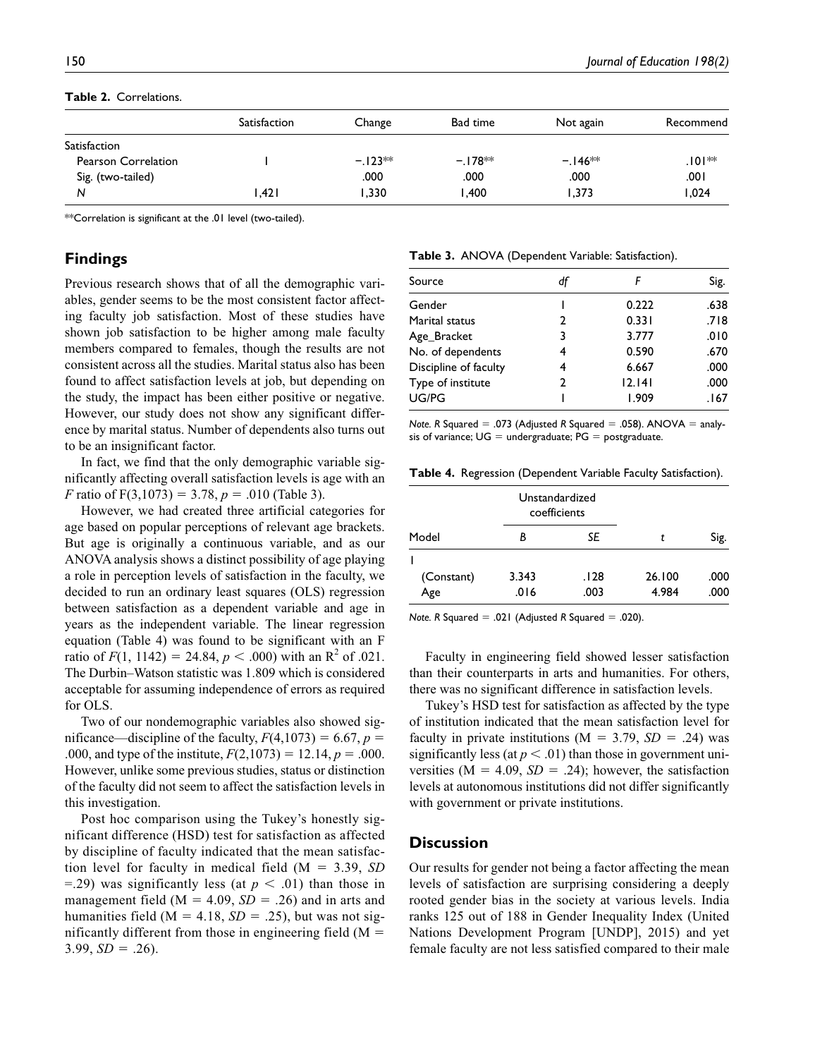**Table 2.** Correlations.

| | Satisfaction | Change | Bad time | Not again | Recommend |
|---|---|---|---|---|---|
| Satisfaction | | | | | |
| Pearson Correlation | 1 | −.123** | −.178** | −.146** | .101** |
| Sig. (two-tailed) | | .000 | .000 | .000 | .001 |
| *N* | 1,421 | 1,330 | 1,400 | 1,373 | 1,024 |

**Correlation is significant at the .01 level (two-tailed).

## Findings

Previous research shows that of all the demographic variables, gender seems to be the most consistent factor affecting faculty job satisfaction. Most of these studies have shown job satisfaction to be higher among male faculty members compared to females, though the results are not consistent across all the studies. Marital status also has been found to affect satisfaction levels at job, but depending on the study, the impact has been either positive or negative. However, our study does not show any significant difference by marital status. Number of dependents also turns out to be an insignificant factor.

In fact, we find that the only demographic variable significantly affecting overall satisfaction levels is age with an *F* ratio of $F(3,1073) = 3.78$, $p = .010$ (Table 3).

However, we had created three artificial categories for age based on popular perceptions of relevant age brackets. But age is originally a continuous variable, and as our ANOVA analysis shows a distinct possibility of age playing a role in perception levels of satisfaction in the faculty, we decided to run an ordinary least squares (OLS) regression between satisfaction as a dependent variable and age in years as the independent variable. The linear regression equation (Table 4) was found to be significant with an F ratio of $F(1, 1142) = 24.84$, $p < .000$) with an $R^2$ of .021. The Durbin–Watson statistic was 1.809 which is considered acceptable for assuming independence of errors as required for OLS.

Two of our nondemographic variables also showed significance—discipline of the faculty, $F(4,1073) = 6.67$, $p = .000$, and type of the institute, $F(2,1073) = 12.14$, $p = .000$. However, unlike some previous studies, status or distinction of the faculty did not seem to affect the satisfaction levels in this investigation.

Post hoc comparison using the Tukey's honestly significant difference (HSD) test for satisfaction as affected by discipline of faculty indicated that the mean satisfaction level for faculty in medical field (M = 3.39, *SD* =.29) was significantly less (at $p < .01$) than those in management field (M = 4.09, *SD* = .26) and in arts and humanities field (M = 4.18, *SD* = .25), but was not significantly different from those in engineering field (M = 3.99, *SD* = .26).

**Table 3.** ANOVA (Dependent Variable: Satisfaction).

| Source | *df* | *F* | Sig. |
|---|---|---|---|
| Gender | 1 | 0.222 | .638 |
| Marital status | 2 | 0.331 | .718 |
| Age_Bracket | 3 | 3.777 | .010 |
| No. of dependents | 4 | 0.590 | .670 |
| Discipline of faculty | 4 | 6.667 | .000 |
| Type of institute | 2 | 12.141 | .000 |
| UG/PG | 1 | 1.909 | .167 |

*Note. R* Squared = .073 (Adjusted *R* Squared = .058). ANOVA = analysis of variance; UG = undergraduate; PG = postgraduate.

**Table 4.** Regression (Dependent Variable Faculty Satisfaction).

| | Unstandardized coefficients | | | |
|---|---|---|---|---|
| Model | *B* | *SE* | *t* | Sig. |
| 1 | | | | |
| (Constant) | 3.343 | .128 | 26.100 | .000 |
| Age | .016 | .003 | 4.984 | .000 |

*Note. R* Squared = .021 (Adjusted *R* Squared = .020).

Faculty in engineering field showed lesser satisfaction than their counterparts in arts and humanities. For others, there was no significant difference in satisfaction levels.

Tukey's HSD test for satisfaction as affected by the type of institution indicated that the mean satisfaction level for faculty in private institutions (M = 3.79, *SD* = .24) was significantly less (at $p < .01$) than those in government universities (M = 4.09, *SD* = .24); however, the satisfaction levels at autonomous institutions did not differ significantly with government or private institutions.

## Discussion

Our results for gender not being a factor affecting the mean levels of satisfaction are surprising considering a deeply rooted gender bias in the society at various levels. India ranks 125 out of 188 in Gender Inequality Index (United Nations Development Program [UNDP], 2015) and yet female faculty are not less satisfied compared to their male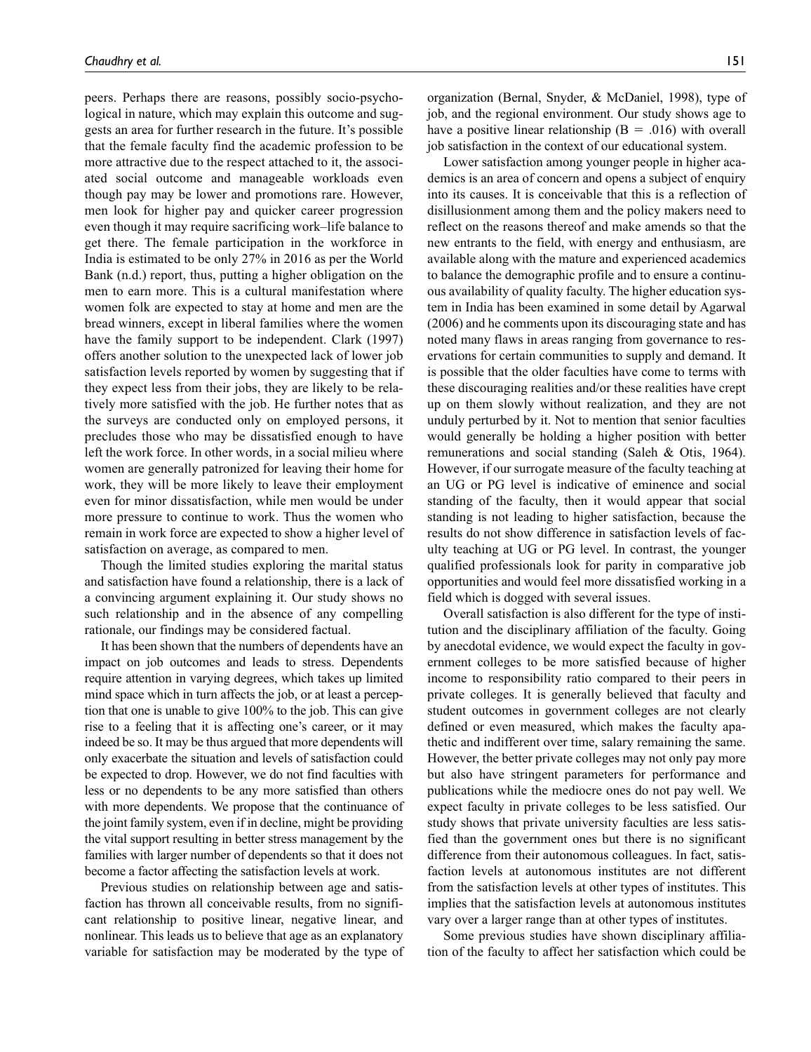peers. Perhaps there are reasons, possibly socio-psychological in nature, which may explain this outcome and suggests an area for further research in the future. It's possible that the female faculty find the academic profession to be more attractive due to the respect attached to it, the associated social outcome and manageable workloads even though pay may be lower and promotions rare. However, men look for higher pay and quicker career progression even though it may require sacrificing work–life balance to get there. The female participation in the workforce in India is estimated to be only 27% in 2016 as per the World Bank (n.d.) report, thus, putting a higher obligation on the men to earn more. This is a cultural manifestation where women folk are expected to stay at home and men are the bread winners, except in liberal families where the women have the family support to be independent. Clark (1997) offers another solution to the unexpected lack of lower job satisfaction levels reported by women by suggesting that if they expect less from their jobs, they are likely to be relatively more satisfied with the job. He further notes that as the surveys are conducted only on employed persons, it precludes those who may be dissatisfied enough to have left the work force. In other words, in a social milieu where women are generally patronized for leaving their home for work, they will be more likely to leave their employment even for minor dissatisfaction, while men would be under more pressure to continue to work. Thus the women who remain in work force are expected to show a higher level of satisfaction on average, as compared to men.

Though the limited studies exploring the marital status and satisfaction have found a relationship, there is a lack of a convincing argument explaining it. Our study shows no such relationship and in the absence of any compelling rationale, our findings may be considered factual.

It has been shown that the numbers of dependents have an impact on job outcomes and leads to stress. Dependents require attention in varying degrees, which takes up limited mind space which in turn affects the job, or at least a perception that one is unable to give 100% to the job. This can give rise to a feeling that it is affecting one's career, or it may indeed be so. It may be thus argued that more dependents will only exacerbate the situation and levels of satisfaction could be expected to drop. However, we do not find faculties with less or no dependents to be any more satisfied than others with more dependents. We propose that the continuance of the joint family system, even if in decline, might be providing the vital support resulting in better stress management by the families with larger number of dependents so that it does not become a factor affecting the satisfaction levels at work.

Previous studies on relationship between age and satisfaction has thrown all conceivable results, from no significant relationship to positive linear, negative linear, and nonlinear. This leads us to believe that age as an explanatory variable for satisfaction may be moderated by the type of organization (Bernal, Snyder, & McDaniel, 1998), type of job, and the regional environment. Our study shows age to have a positive linear relationship ($B = .016$) with overall job satisfaction in the context of our educational system.

Lower satisfaction among younger people in higher academics is an area of concern and opens a subject of enquiry into its causes. It is conceivable that this is a reflection of disillusionment among them and the policy makers need to reflect on the reasons thereof and make amends so that the new entrants to the field, with energy and enthusiasm, are available along with the mature and experienced academics to balance the demographic profile and to ensure a continuous availability of quality faculty. The higher education system in India has been examined in some detail by Agarwal (2006) and he comments upon its discouraging state and has noted many flaws in areas ranging from governance to reservations for certain communities to supply and demand. It is possible that the older faculties have come to terms with these discouraging realities and/or these realities have crept up on them slowly without realization, and they are not unduly perturbed by it. Not to mention that senior faculties would generally be holding a higher position with better remunerations and social standing (Saleh & Otis, 1964). However, if our surrogate measure of the faculty teaching at an UG or PG level is indicative of eminence and social standing of the faculty, then it would appear that social standing is not leading to higher satisfaction, because the results do not show difference in satisfaction levels of faculty teaching at UG or PG level. In contrast, the younger qualified professionals look for parity in comparative job opportunities and would feel more dissatisfied working in a field which is dogged with several issues.

Overall satisfaction is also different for the type of institution and the disciplinary affiliation of the faculty. Going by anecdotal evidence, we would expect the faculty in government colleges to be more satisfied because of higher income to responsibility ratio compared to their peers in private colleges. It is generally believed that faculty and student outcomes in government colleges are not clearly defined or even measured, which makes the faculty apathetic and indifferent over time, salary remaining the same. However, the better private colleges may not only pay more but also have stringent parameters for performance and publications while the mediocre ones do not pay well. We expect faculty in private colleges to be less satisfied. Our study shows that private university faculties are less satisfied than the government ones but there is no significant difference from their autonomous colleagues. In fact, satisfaction levels at autonomous institutes are not different from the satisfaction levels at other types of institutes. This implies that the satisfaction levels at autonomous institutes vary over a larger range than at other types of institutes.

Some previous studies have shown disciplinary affiliation of the faculty to affect her satisfaction which could be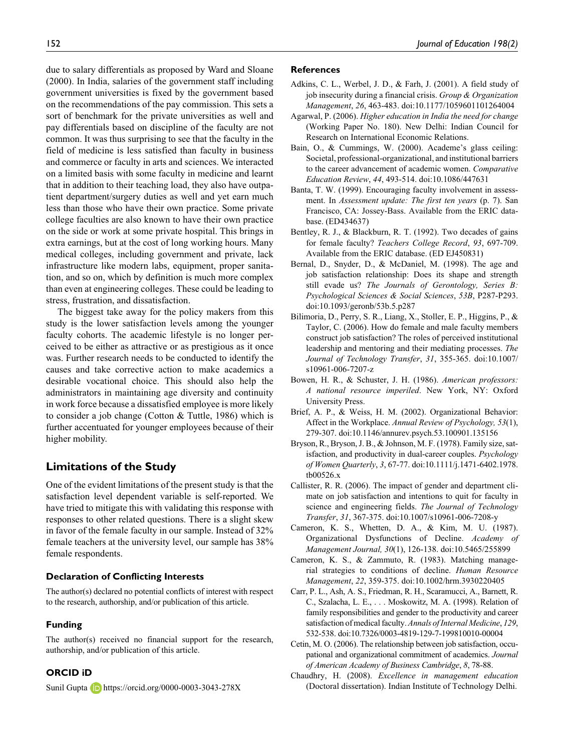due to salary differentials as proposed by Ward and Sloane (2000). In India, salaries of the government staff including government universities is fixed by the government based on the recommendations of the pay commission. This sets a sort of benchmark for the private universities as well and pay differentials based on discipline of the faculty are not common. It was thus surprising to see that the faculty in the field of medicine is less satisfied than faculty in business and commerce or faculty in arts and sciences. We interacted on a limited basis with some faculty in medicine and learnt that in addition to their teaching load, they also have outpatient department/surgery duties as well and yet earn much less than those who have their own practice. Some private college faculties are also known to have their own practice on the side or work at some private hospital. This brings in extra earnings, but at the cost of long working hours. Many medical colleges, including government and private, lack infrastructure like modern labs, equipment, proper sanitation, and so on, which by definition is much more complex than even at engineering colleges. These could be leading to stress, frustration, and dissatisfaction.

The biggest take away for the policy makers from this study is the lower satisfaction levels among the younger faculty cohorts. The academic lifestyle is no longer perceived to be either as attractive or as prestigious as it once was. Further research needs to be conducted to identify the causes and take corrective action to make academics a desirable vocational choice. This should also help the administrators in maintaining age diversity and continuity in work force because a dissatisfied employee is more likely to consider a job change (Cotton & Tuttle, 1986) which is further accentuated for younger employees because of their higher mobility.

## Limitations of the Study

One of the evident limitations of the present study is that the satisfaction level dependent variable is self-reported. We have tried to mitigate this with validating this response with responses to other related questions. There is a slight skew in favor of the female faculty in our sample. Instead of 32% female teachers at the university level, our sample has 38% female respondents.

### Declaration of Conflicting Interests

The author(s) declared no potential conflicts of interest with respect to the research, authorship, and/or publication of this article.

### Funding

The author(s) received no financial support for the research, authorship, and/or publication of this article.

### ORCID iD

Sunil Gupta https://orcid.org/0000-0003-3043-278X

### References

Adkins, C. L., Werbel, J. D., & Farh, J. (2001). A field study of job insecurity during a financial crisis. *Group & Organization Management*, *26*, 463-483. doi:10.1177/1059601101264004

Agarwal, P. (2006). *Higher education in India the need for change* (Working Paper No. 180). New Delhi: Indian Council for Research on International Economic Relations.

Bain, O., & Cummings, W. (2000). Academe's glass ceiling: Societal, professional-organizational, and institutional barriers to the career advancement of academic women. *Comparative Education Review*, *44*, 493-514. doi:10.1086/447631

Banta, T. W. (1999). Encouraging faculty involvement in assessment. In *Assessment update: The first ten years* (p. 7). San Francisco, CA: Jossey-Bass. Available from the ERIC database. (ED434637)

Bentley, R. J., & Blackburn, R. T. (1992). Two decades of gains for female faculty? *Teachers College Record*, *93*, 697-709. Available from the ERIC database. (ED EJ450831)

Bernal, D., Snyder, D., & McDaniel, M. (1998). The age and job satisfaction relationship: Does its shape and strength still evade us? *The Journals of Gerontology, Series B: Psychological Sciences & Social Sciences*, *53B*, P287-P293. doi:10.1093/geronb/53b.5.p287

Bilimoria, D., Perry, S. R., Liang, X., Stoller, E. P., Higgins, P., & Taylor, C. (2006). How do female and male faculty members construct job satisfaction? The roles of perceived institutional leadership and mentoring and their mediating processes. *The Journal of Technology Transfer*, *31*, 355-365. doi:10.1007/s10961-006-7207-z

Bowen, H. R., & Schuster, J. H. (1986). *American professors: A national resource imperiled*. New York, NY: Oxford University Press.

Brief, A. P., & Weiss, H. M. (2002). Organizational Behavior: Affect in the Workplace. *Annual Review of Psychology, 53*(1), 279-307. doi:10.1146/annurev.psych.53.100901.135156

Bryson, R., Bryson, J. B., & Johnson, M. F. (1978). Family size, satisfaction, and productivity in dual-career couples. *Psychology of Women Quarterly*, *3*, 67-77. doi:10.1111/j.1471-6402.1978.tb00526.x

Callister, R. R. (2006). The impact of gender and department climate on job satisfaction and intentions to quit for faculty in science and engineering fields. *The Journal of Technology Transfer*, *31*, 367-375. doi:10.1007/s10961-006-7208-y

Cameron, K. S., Whetten, D. A., & Kim, M. U. (1987). Organizational Dysfunctions of Decline. *Academy of Management Journal, 30*(1), 126-138. doi:10.5465/255899

Cameron, K. S., & Zammuto, R. (1983). Matching managerial strategies to conditions of decline. *Human Resource Management*, *22*, 359-375. doi:10.1002/hrm.3930220405

Carr, P. L., Ash, A. S., Friedman, R. H., Scaramucci, A., Barnett, R. C., Szalacha, L. E., . . . Moskowitz, M. A. (1998). Relation of family responsibilities and gender to the productivity and career satisfaction of medical faculty. *Annals of Internal Medicine*, *129*, 532-538. doi:10.7326/0003-4819-129-7-199810010-00004

Cetin, M. O. (2006). The relationship between job satisfaction, occupational and organizational commitment of academics. *Journal of American Academy of Business Cambridge*, *8*, 78-88.

Chaudhry, H. (2008). *Excellence in management education* (Doctoral dissertation). Indian Institute of Technology Delhi.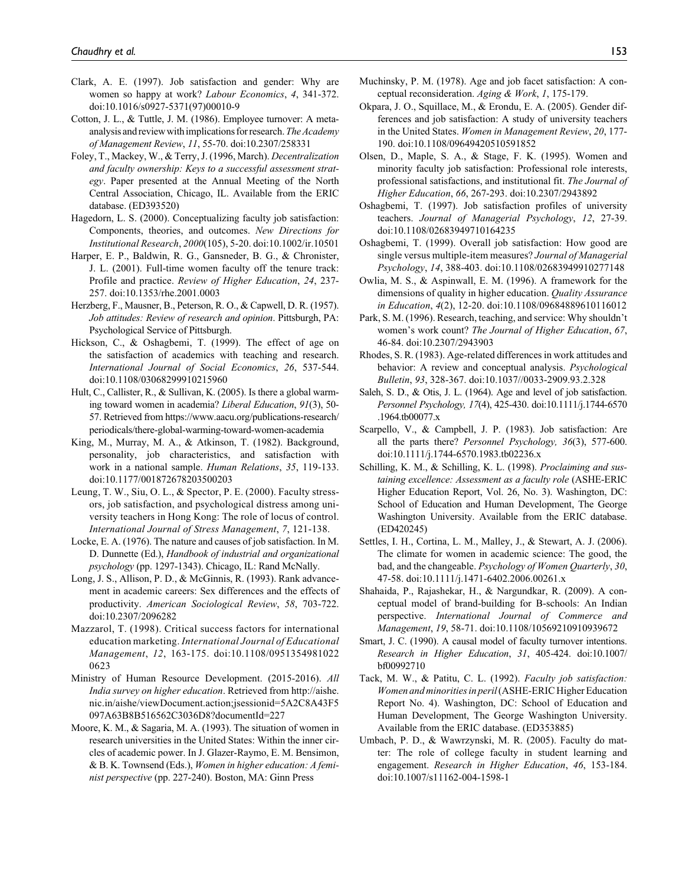Clark, A. E. (1997). Job satisfaction and gender: Why are women so happy at work? *Labour Economics*, *4*, 341-372. doi:10.1016/s0927-5371(97)00010-9

Cotton, J. L., & Tuttle, J. M. (1986). Employee turnover: A meta-analysis and review with implications for research. *The Academy of Management Review*, *11*, 55-70. doi:10.2307/258331

Foley, T., Mackey, W., & Terry, J. (1996, March). *Decentralization and faculty ownership: Keys to a successful assessment strategy*. Paper presented at the Annual Meeting of the North Central Association, Chicago, IL. Available from the ERIC database. (ED393520)

Hagedorn, L. S. (2000). Conceptualizing faculty job satisfaction: Components, theories, and outcomes. *New Directions for Institutional Research*, *2000*(105), 5-20. doi:10.1002/ir.10501

Harper, E. P., Baldwin, R. G., Gansneder, B. G., & Chronister, J. L. (2001). Full-time women faculty off the tenure track: Profile and practice. *Review of Higher Education*, *24*, 237-257. doi:10.1353/rhe.2001.0003

Herzberg, F., Mausner, B., Peterson, R. O., & Capwell, D. R. (1957). *Job attitudes: Review of research and opinion*. Pittsburgh, PA: Psychological Service of Pittsburgh.

Hickson, C., & Oshagbemi, T. (1999). The effect of age on the satisfaction of academics with teaching and research. *International Journal of Social Economics*, *26*, 537-544. doi:10.1108/03068299910215960

Hult, C., Callister, R., & Sullivan, K. (2005). Is there a global warming toward women in academia? *Liberal Education*, *91*(3), 50-57. Retrieved from https://www.aacu.org/publications-research/periodicals/there-global-warming-toward-women-academia

King, M., Murray, M. A., & Atkinson, T. (1982). Background, personality, job characteristics, and satisfaction with work in a national sample. *Human Relations*, *35*, 119-133. doi:10.1177/001872678203500203

Leung, T. W., Siu, O. L., & Spector, P. E. (2000). Faculty stressors, job satisfaction, and psychological distress among university teachers in Hong Kong: The role of locus of control. *International Journal of Stress Management*, *7*, 121-138.

Locke, E. A. (1976). The nature and causes of job satisfaction. In M. D. Dunnette (Ed.), *Handbook of industrial and organizational psychology* (pp. 1297-1343). Chicago, IL: Rand McNally.

Long, J. S., Allison, P. D., & McGinnis, R. (1993). Rank advancement in academic careers: Sex differences and the effects of productivity. *American Sociological Review*, *58*, 703-722. doi:10.2307/2096282

Mazzarol, T. (1998). Critical success factors for international education marketing. *International Journal of Educational Management*, *12*, 163-175. doi:10.1108/09513549810220623

Ministry of Human Resource Development. (2015-2016). *All India survey on higher education*. Retrieved from http://aishe.nic.in/aishe/viewDocument.action;jsessionid=5A2C8A43F5097A63B8B516562C3036D8?documentId=227

Moore, K. M., & Sagaria, M. A. (1993). The situation of women in research universities in the United States: Within the inner circles of academic power. In J. Glazer-Raymo, E. M. Bensimon, & B. K. Townsend (Eds.), *Women in higher education: A feminist perspective* (pp. 227-240). Boston, MA: Ginn Press

Muchinsky, P. M. (1978). Age and job facet satisfaction: A conceptual reconsideration. *Aging & Work*, *1*, 175-179.

Okpara, J. O., Squillace, M., & Erondu, E. A. (2005). Gender differences and job satisfaction: A study of university teachers in the United States. *Women in Management Review*, *20*, 177-190. doi:10.1108/09649420510591852

Olsen, D., Maple, S. A., & Stage, F. K. (1995). Women and minority faculty job satisfaction: Professional role interests, professional satisfactions, and institutional fit. *The Journal of Higher Education*, *66*, 267-293. doi:10.2307/2943892

Oshagbemi, T. (1997). Job satisfaction profiles of university teachers. *Journal of Managerial Psychology*, *12*, 27-39. doi:10.1108/02683949710164235

Oshagbemi, T. (1999). Overall job satisfaction: How good are single versus multiple-item measures? *Journal of Managerial Psychology*, *14*, 388-403. doi:10.1108/02683949910277148

Owlia, M. S., & Aspinwall, E. M. (1996). A framework for the dimensions of quality in higher education. *Quality Assurance in Education*, *4*(2), 12-20. doi:10.1108/09684889610116012

Park, S. M. (1996). Research, teaching, and service: Why shouldn't women's work count? *The Journal of Higher Education*, *67*, 46-84. doi:10.2307/2943903

Rhodes, S. R. (1983). Age-related differences in work attitudes and behavior: A review and conceptual analysis. *Psychological Bulletin*, *93*, 328-367. doi:10.1037//0033-2909.93.2.328

Saleh, S. D., & Otis, J. L. (1964). Age and level of job satisfaction. *Personnel Psychology, 17*(4), 425-430. doi:10.1111/j.1744-6570.1964.tb00077.x

Scarpello, V., & Campbell, J. P. (1983). Job satisfaction: Are all the parts there? *Personnel Psychology, 36*(3), 577-600. doi:10.1111/j.1744-6570.1983.tb02236.x

Schilling, K. M., & Schilling, K. L. (1998). *Proclaiming and sustaining excellence: Assessment as a faculty role* (ASHE-ERIC Higher Education Report, Vol. 26, No. 3). Washington, DC: School of Education and Human Development, The George Washington University. Available from the ERIC database. (ED420245)

Settles, I. H., Cortina, L. M., Malley, J., & Stewart, A. J. (2006). The climate for women in academic science: The good, the bad, and the changeable. *Psychology of Women Quarterly*, *30*, 47-58. doi:10.1111/j.1471-6402.2006.00261.x

Shahaida, P., Rajashekar, H., & Nargundkar, R. (2009). A conceptual model of brand-building for B-schools: An Indian perspective. *International Journal of Commerce and Management*, *19*, 58-71. doi:10.1108/10569210910939672

Smart, J. C. (1990). A causal model of faculty turnover intentions. *Research in Higher Education*, *31*, 405-424. doi:10.1007/bf00992710

Tack, M. W., & Patitu, C. L. (1992). *Faculty job satisfaction: Women and minorities in peril* (ASHE-ERIC Higher Education Report No. 4). Washington, DC: School of Education and Human Development, The George Washington University. Available from the ERIC database. (ED353885)

Umbach, P. D., & Wawrzynski, M. R. (2005). Faculty do matter: The role of college faculty in student learning and engagement. *Research in Higher Education*, *46*, 153-184. doi:10.1007/s11162-004-1598-1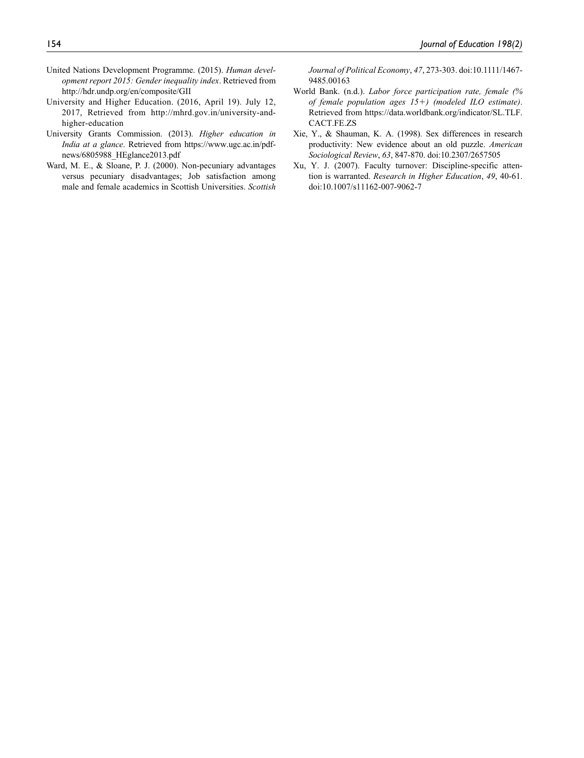United Nations Development Programme. (2015). *Human development report 2015: Gender inequality index*. Retrieved from http://hdr.undp.org/en/composite/GII

University and Higher Education. (2016, April 19). July 12, 2017, Retrieved from http://mhrd.gov.in/university-and-higher-education

University Grants Commission. (2013). *Higher education in India at a glance*. Retrieved from https://www.ugc.ac.in/pdfnews/6805988_HEglance2013.pdf

Ward, M. E., & Sloane, P. J. (2000). Non-pecuniary advantages versus pecuniary disadvantages; Job satisfaction among male and female academics in Scottish Universities. *Scottish Journal of Political Economy*, *47*, 273-303. doi:10.1111/1467-9485.00163

World Bank. (n.d.). *Labor force participation rate, female (% of female population ages 15+) (modeled ILO estimate)*. Retrieved from https://data.worldbank.org/indicator/SL.TLF.CACT.FE.ZS

Xie, Y., & Shauman, K. A. (1998). Sex differences in research productivity: New evidence about an old puzzle. *American Sociological Review*, *63*, 847-870. doi:10.2307/2657505

Xu, Y. J. (2007). Faculty turnover: Discipline-specific attention is warranted. *Research in Higher Education*, *49*, 40-61. doi:10.1007/s11162-007-9062-7